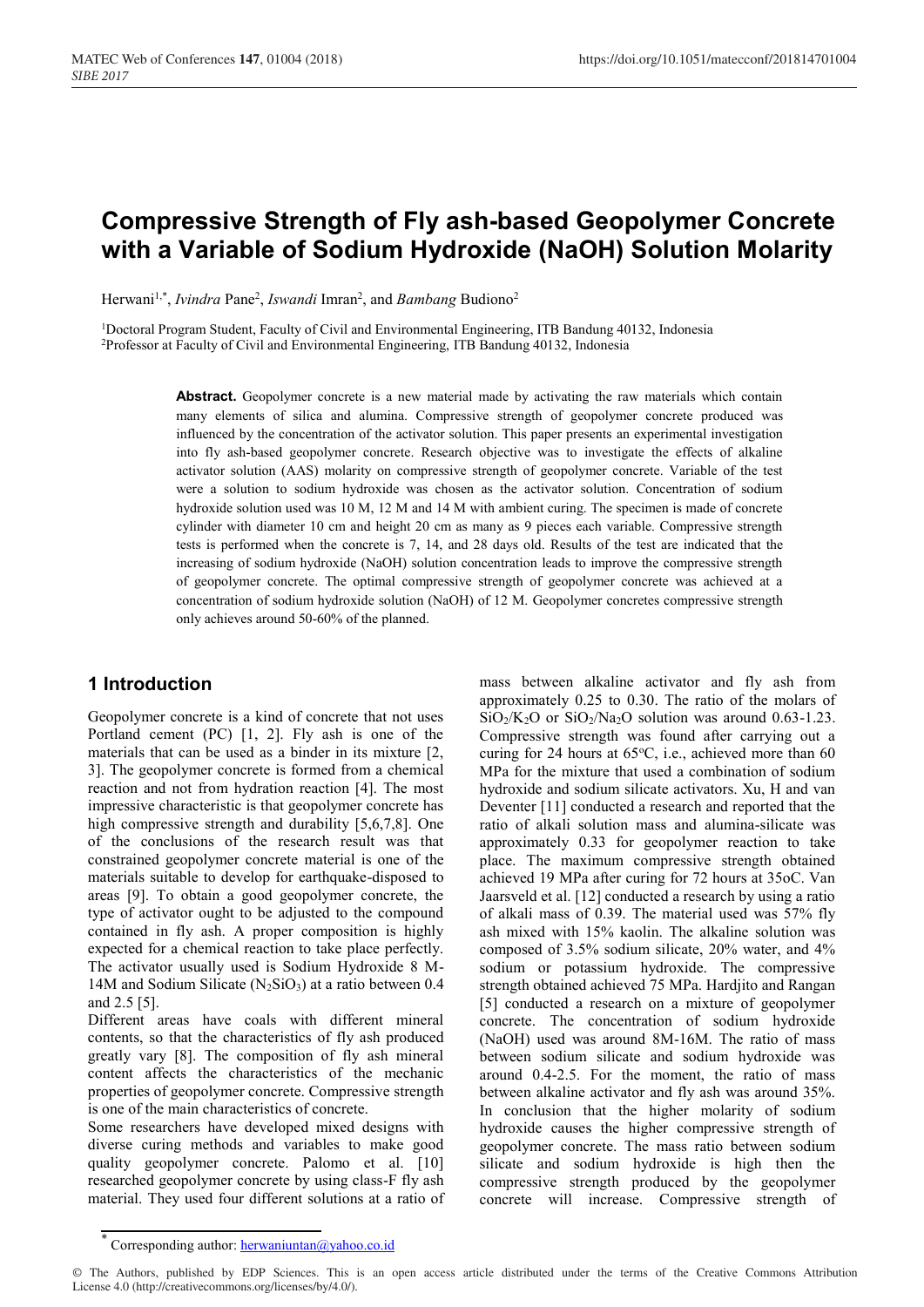# Compressive Strength of Fly ash-based Geopolymer Concrete with a Variable of Sodium Hydroxide (NaOH) Solution Molarity

Herwani[1,*], *Ivindra* Pane[2], *Iswandi* Imran[2], and *Bambang* Budiono[2]

[1]Doctoral Program Student, Faculty of Civil and Environmental Engineering, ITB Bandung 40132, Indonesia
[2]Professor at Faculty of Civil and Environmental Engineering, ITB Bandung 40132, Indonesia

**Abstract.** Geopolymer concrete is a new material made by activating the raw materials which contain many elements of silica and alumina. Compressive strength of geopolymer concrete produced was influenced by the concentration of the activator solution. This paper presents an experimental investigation into fly ash-based geopolymer concrete. Research objective was to investigate the effects of alkaline activator solution (AAS) molarity on compressive strength of geopolymer concrete. Variable of the test were a solution to sodium hydroxide was chosen as the activator solution. Concentration of sodium hydroxide solution used was 10 M, 12 M and 14 M with ambient curing. The specimen is made of concrete cylinder with diameter 10 cm and height 20 cm as many as 9 pieces each variable. Compressive strength tests is performed when the concrete is 7, 14, and 28 days old. Results of the test are indicated that the increasing of sodium hydroxide (NaOH) solution concentration leads to improve the compressive strength of geopolymer concrete. The optimal compressive strength of geopolymer concrete was achieved at a concentration of sodium hydroxide solution (NaOH) of 12 M. Geopolymer concretes compressive strength only achieves around 50-60% of the planned.

## 1 Introduction

Geopolymer concrete is a kind of concrete that not uses Portland cement (PC) [1, 2]. Fly ash is one of the materials that can be used as a binder in its mixture [2, 3]. The geopolymer concrete is formed from a chemical reaction and not from hydration reaction [4]. The most impressive characteristic is that geopolymer concrete has high compressive strength and durability [5,6,7,8]. One of the conclusions of the research result was that constrained geopolymer concrete material is one of the materials suitable to develop for earthquake-disposed to areas [9]. To obtain a good geopolymer concrete, the type of activator ought to be adjusted to the compound contained in fly ash. A proper composition is highly expected for a chemical reaction to take place perfectly. The activator usually used is Sodium Hydroxide 8 M-14M and Sodium Silicate ($N_2SiO_3$) at a ratio between 0.4 and 2.5 [5].

Different areas have coals with different mineral contents, so that the characteristics of fly ash produced greatly vary [8]. The composition of fly ash mineral content affects the characteristics of the mechanic properties of geopolymer concrete. Compressive strength is one of the main characteristics of concrete.

Some researchers have developed mixed designs with diverse curing methods and variables to make good quality geopolymer concrete. Palomo et al. [10] researched geopolymer concrete by using class-F fly ash material. They used four different solutions at a ratio of mass between alkaline activator and fly ash from approximately 0.25 to 0.30. The ratio of the molars of $SiO_2/K_2O$ or $SiO_2/Na_2O$ solution was around 0.63-1.23. Compressive strength was found after carrying out a curing for 24 hours at 65°C, i.e., achieved more than 60 MPa for the mixture that used a combination of sodium hydroxide and sodium silicate activators. Xu, H and van Deventer [11] conducted a research and reported that the ratio of alkali solution mass and alumina-silicate was approximately 0.33 for geopolymer reaction to take place. The maximum compressive strength obtained achieved 19 MPa after curing for 72 hours at 35oC. Van Jaarsveld et al. [12] conducted a research by using a ratio of alkali mass of 0.39. The material used was 57% fly ash mixed with 15% kaolin. The alkaline solution was composed of 3.5% sodium silicate, 20% water, and 4% sodium or potassium hydroxide. The compressive strength obtained achieved 75 MPa. Hardjito and Rangan [5] conducted a research on a mixture of geopolymer concrete. The concentration of sodium hydroxide (NaOH) used was around 8M-16M. The ratio of mass between sodium silicate and sodium hydroxide was around 0.4-2.5. For the moment, the ratio of mass between alkaline activator and fly ash was around 35%. In conclusion that the higher molarity of sodium hydroxide causes the higher compressive strength of geopolymer concrete. The mass ratio between sodium silicate and sodium hydroxide is high then the compressive strength produced by the geopolymer concrete will increase. Compressive strength of

\* Corresponding author: herwaniuntan@yahoo.co.id

© The Authors, published by EDP Sciences. This is an open access article distributed under the terms of the Creative Commons Attribution License 4.0 (http://creativecommons.org/licenses/by/4.0/).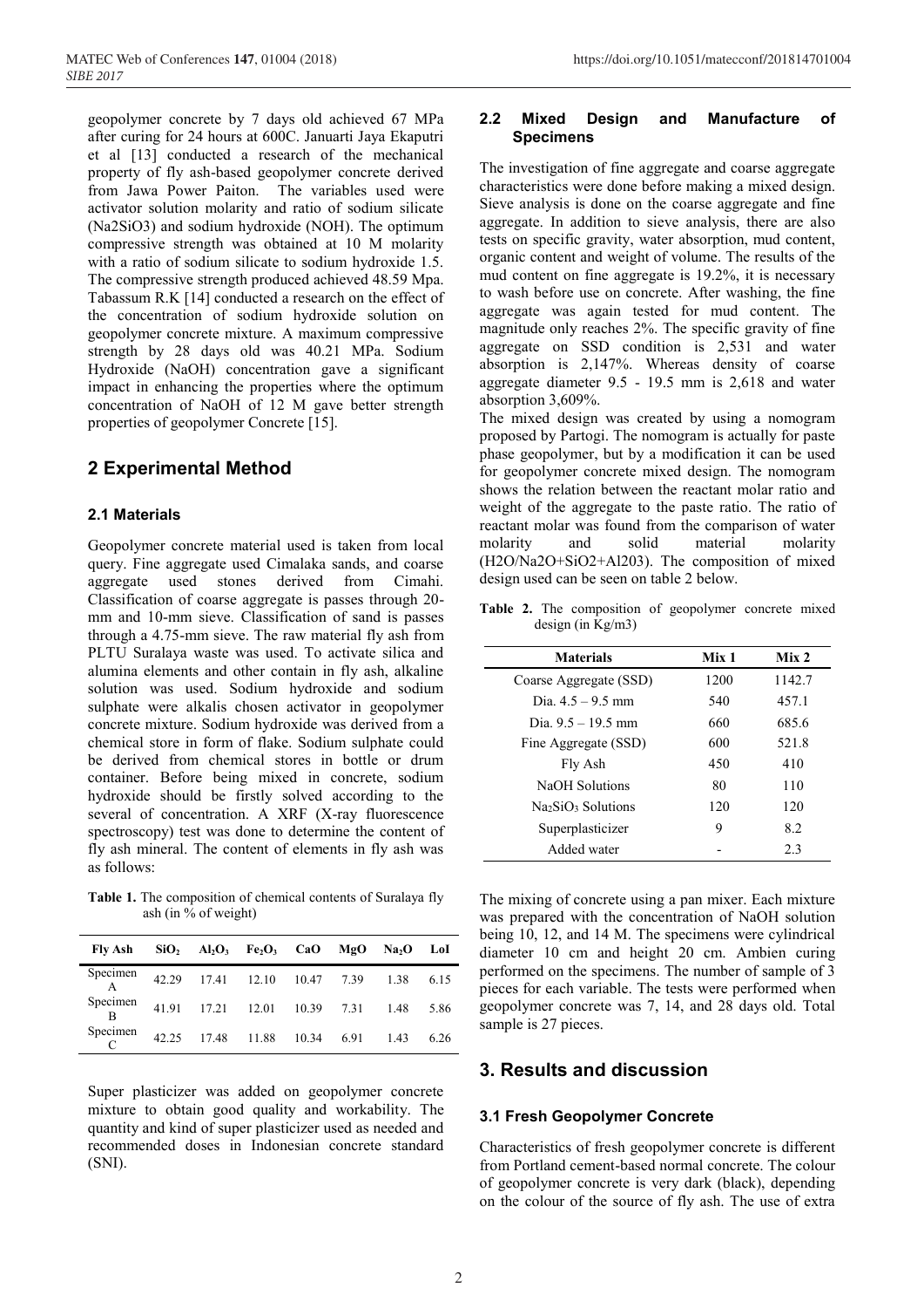geopolymer concrete by 7 days old achieved 67 MPa after curing for 24 hours at 600C. Januarti Jaya Ekaputri et al [13] conducted a research of the mechanical property of fly ash-based geopolymer concrete derived from Jawa Power Paiton. The variables used were activator solution molarity and ratio of sodium silicate (Na2SiO3) and sodium hydroxide (NOH). The optimum compressive strength was obtained at 10 M molarity with a ratio of sodium silicate to sodium hydroxide 1.5. The compressive strength produced achieved 48.59 Mpa. Tabassum R.K [14] conducted a research on the effect of the concentration of sodium hydroxide solution on geopolymer concrete mixture. A maximum compressive strength by 28 days old was 40.21 MPa. Sodium Hydroxide (NaOH) concentration gave a significant impact in enhancing the properties where the optimum concentration of NaOH of 12 M gave better strength properties of geopolymer Concrete [15].

## 2 Experimental Method

### 2.1 Materials

Geopolymer concrete material used is taken from local query. Fine aggregate used Cimalaka sands, and coarse aggregate used stones derived from Cimahi. Classification of coarse aggregate is passes through 20-mm and 10-mm sieve. Classification of sand is passes through a 4.75-mm sieve. The raw material fly ash from PLTU Suralaya waste was used. To activate silica and alumina elements and other contain in fly ash, alkaline solution was used. Sodium hydroxide and sodium sulphate were alkalis chosen activator in geopolymer concrete mixture. Sodium hydroxide was derived from a chemical store in form of flake. Sodium sulphate could be derived from chemical stores in bottle or drum container. Before being mixed in concrete, sodium hydroxide should be firstly solved according to the several of concentration. A XRF (X-ray fluorescence spectroscopy) test was done to determine the content of fly ash mineral. The content of elements in fly ash was as follows:

**Table 1.** The composition of chemical contents of Suralaya fly ash (in % of weight)

| Fly Ash | $SiO_2$ | $Al_2O_3$ | $Fe_2O_3$ | CaO | MgO | $Na_2O$ | LoI |
|---|---|---|---|---|---|---|---|
| Specimen A | 42.29 | 17.41 | 12.10 | 10.47 | 7.39 | 1.38 | 6.15 |
| Specimen B | 41.91 | 17.21 | 12.01 | 10.39 | 7.31 | 1.48 | 5.86 |
| Specimen C | 42.25 | 17.48 | 11.88 | 10.34 | 6.91 | 1.43 | 6.26 |

Super plasticizer was added on geopolymer concrete mixture to obtain good quality and workability. The quantity and kind of super plasticizer used as needed and recommended doses in Indonesian concrete standard (SNI).

### 2.2 Mixed Design and Manufacture of Specimens

The investigation of fine aggregate and coarse aggregate characteristics were done before making a mixed design. Sieve analysis is done on the coarse aggregate and fine aggregate. In addition to sieve analysis, there are also tests on specific gravity, water absorption, mud content, organic content and weight of volume. The results of the mud content on fine aggregate is 19.2%, it is necessary to wash before use on concrete. After washing, the fine aggregate was again tested for mud content. The magnitude only reaches 2%. The specific gravity of fine aggregate on SSD condition is 2,531 and water absorption is 2,147%. Whereas density of coarse aggregate diameter 9.5 - 19.5 mm is 2,618 and water absorption 3,609%.

The mixed design was created by using a nomogram proposed by Partogi. The nomogram is actually for paste phase geopolymer, but by a modification it can be used for geopolymer concrete mixed design. The nomogram shows the relation between the reactant molar ratio and weight of the aggregate to the paste ratio. The ratio of reactant molar was found from the comparison of water molarity and solid material molarity (H2O/Na2O+SiO2+Al203). The composition of mixed design used can be seen on table 2 below.

**Table 2.** The composition of geopolymer concrete mixed design (in Kg/m3)

| Materials | Mix 1 | Mix 2 |
|---|---|---|
| Coarse Aggregate (SSD) | 1200 | 1142.7 |
| Dia. 4.5 – 9.5 mm | 540 | 457.1 |
| Dia. 9.5 – 19.5 mm | 660 | 685.6 |
| Fine Aggregate (SSD) | 600 | 521.8 |
| Fly Ash | 450 | 410 |
| NaOH Solutions | 80 | 110 |
| $Na_2SiO_3$ Solutions | 120 | 120 |
| Superplasticizer | 9 | 8.2 |
| Added water | - | 2.3 |

The mixing of concrete using a pan mixer. Each mixture was prepared with the concentration of NaOH solution being 10, 12, and 14 M. The specimens were cylindrical diameter 10 cm and height 20 cm. Ambien curing performed on the specimens. The number of sample of 3 pieces for each variable. The tests were performed when geopolymer concrete was 7, 14, and 28 days old. Total sample is 27 pieces.

## 3. Results and discussion

### 3.1 Fresh Geopolymer Concrete

Characteristics of fresh geopolymer concrete is different from Portland cement-based normal concrete. The colour of geopolymer concrete is very dark (black), depending on the colour of the source of fly ash. The use of extra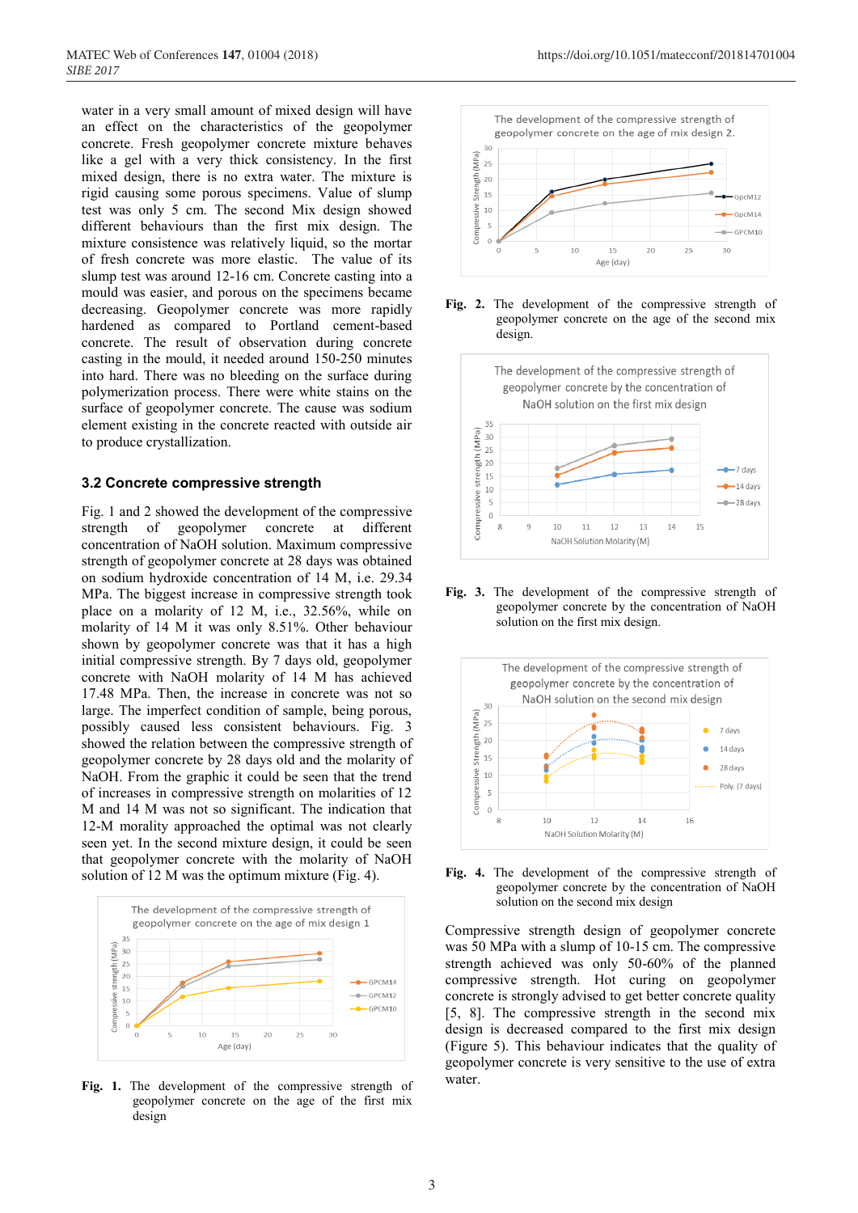water in a very small amount of mixed design will have an effect on the characteristics of the geopolymer concrete. Fresh geopolymer concrete mixture behaves like a gel with a very thick consistency. In the first mixed design, there is no extra water. The mixture is rigid causing some porous specimens. Value of slump test was only 5 cm. The second Mix design showed different behaviours than the first mix design. The mixture consistence was relatively liquid, so the mortar of fresh concrete was more elastic. The value of its slump test was around 12-16 cm. Concrete casting into a mould was easier, and porous on the specimens became decreasing. Geopolymer concrete was more rapidly hardened as compared to Portland cement-based concrete. The result of observation during concrete casting in the mould, it needed around 150-250 minutes into hard. There was no bleeding on the surface during polymerization process. There were white stains on the surface of geopolymer concrete. The cause was sodium element existing in the concrete reacted with outside air to produce crystallization.

### 3.2 Concrete compressive strength

Fig. 1 and 2 showed the development of the compressive strength of geopolymer concrete at different concentration of NaOH solution. Maximum compressive strength of geopolymer concrete at 28 days was obtained on sodium hydroxide concentration of 14 M, i.e. 29.34 MPa. The biggest increase in compressive strength took place on a molarity of 12 M, i.e., 32.56%, while on molarity of 14 M it was only 8.51%. Other behaviour shown by geopolymer concrete was that it has a high initial compressive strength. By 7 days old, geopolymer concrete with NaOH molarity of 14 M has achieved 17.48 MPa. Then, the increase in concrete was not so large. The imperfect condition of sample, being porous, possibly caused less consistent behaviours. Fig. 3 showed the relation between the compressive strength of geopolymer concrete by 28 days old and the molarity of NaOH. From the graphic it could be seen that the trend of increases in compressive strength on molarities of 12 M and 14 M was not so significant. The indication that 12-M morality approached the optimal was not clearly seen yet. In the second mixture design, yet it could be seen that geopolymer concrete with the molarity of NaOH solution of 12 M was the optimum mixture (Fig. 4).

**Fig. 1.** The development of the compressive strength of geopolymer concrete on the age of the first mix design

**Fig. 2.** The development of the compressive strength of geopolymer concrete on the age of the second mix design.

**Fig. 3.** The development of the compressive strength of geopolymer concrete by the concentration of NaOH solution on the first mix design.

**Fig. 4.** The development of the compressive strength of geopolymer concrete by the concentration of NaOH solution on the second mix design

Compressive strength design of geopolymer concrete was 50 MPa with a slump of 10-15 cm. The compressive strength achieved was only 50-60% of the planned compressive strength. Hot curing on geopolymer concrete is strongly advised to get better concrete quality [5, 8]. The compressive strength in the second mix design is decreased compared to the first mix design (Figure 5). This behaviour indicates that the quality of geopolymer concrete is very sensitive to the use of extra water.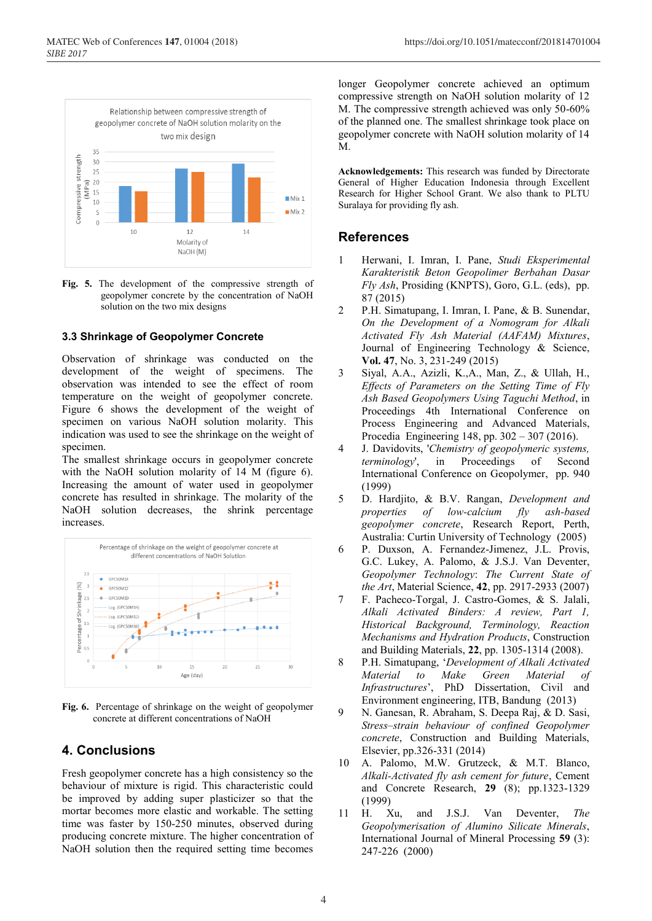Fig. 5. The development of the compressive strength of geopolymer concrete by the concentration of NaOH solution on the two mix designs

### 3.3 Shrinkage of Geopolymer Concrete

Observation of shrinkage was conducted on the development of the weight of specimens. The observation was intended to see the effect of room temperature on the weight of geopolymer concrete. Figure 6 shows the development of the weight of specimen on various NaOH solution molarity. This indication was used to see the shrinkage on the weight of specimen.

The smallest shrinkage occurs in geopolymer concrete with the NaOH solution molarity of 14 M (figure 6). Increasing the amount of water used in geopolymer concrete has resulted in shrinkage. The molarity of the NaOH solution decreases, the shrink percentage increases.

Fig. 6. Percentage of shrinkage on the weight of geopolymer concrete at different concentrations of NaOH

## 4. Conclusions

Fresh geopolymer concrete has a high consistency so the behaviour of mixture is rigid. This characteristic could be improved by adding super plasticizer so that the mortar becomes more elastic and workable. The setting time was faster by 150-250 minutes, observed during producing concrete mixture. The higher concentration of NaOH solution then the required setting time becomes longer Geopolymer concrete achieved an optimum compressive strength on NaOH solution molarity of 12 M. The compressive strength achieved was only 50-60% of the planned one. The smallest shrinkage took place on geopolymer concrete with NaOH solution molarity of 14 M.

**Acknowledgements:** This research was funded by Directorate General of Higher Education Indonesia through Excellent Research for Higher School Grant. We also thank to PLTU Suralaya for providing fly ash.

## References

1. Herwani, I. Imran, I. Pane, *Studi Eksperimental Karakteristik Beton Geopolimer Berbahan Dasar Fly Ash*, Prosiding (KNPTS), Goro, G.L. (eds), pp. 87 (2015)
2. P.H. Simatupang, I. Imran, I. Pane, & B. Sunendar, *On the Development of a Nomogram for Alkali Activated Fly Ash Material (AAFAM) Mixtures*, Journal of Engineering Technology & Science, **Vol. 47**, No. 3, 231-249 (2015)
3. Siyal, A.A., Azizli, K.,A., Man, Z., & Ullah, H., *Effects of Parameters on the Setting Time of Fly Ash Based Geopolymers Using Taguchi Method*, in Proceedings 4th International Conference on Process Engineering and Advanced Materials, Procedia Engineering 148, pp. 302 – 307 (2016).
4. J. Davidovits, '*Chemistry of geopolymeric systems, terminology*', in Proceedings of Second International Conference on Geopolymer, pp. 940 (1999)
5. D. Hardjito, & B.V. Rangan, *Development and properties of low-calcium fly ash-based geopolymer concrete*, Research Report, Perth, Australia: Curtin University of Technology (2005)
6. P. Duxson, A. Fernandez-Jimenez, J.L. Provis, G.C. Lukey, A. Palomo, & J.S.J. Van Deventer, *Geopolymer Technology*: *The Current State of the Art*, Material Science, **42**, pp. 2917-2933 (2007)
7. F. Pacheco-Torgal, J. Castro-Gomes, & S. Jalali, *Alkali Activated Binders: A review, Part 1, Historical Background, Terminology, Reaction Mechanisms and Hydration Products*, Construction and Building Materials, **22**, pp. 1305-1314 (2008).
8. P.H. Simatupang, '*Development of Alkali Activated Material to Make Green Material of Infrastructures*', PhD Dissertation, Civil and Environment engineering, ITB, Bandung (2013)
9. N. Ganesan, R. Abraham, S. Deepa Raj, & D. Sasi, *Stress–strain behaviour of confined Geopolymer concrete*, Construction and Building Materials, Elsevier, pp.326-331 (2014)
10. A. Palomo, M.W. Grutzeck, & M.T. Blanco, *Alkali-Activated fly ash cement for future*, Cement and Concrete Research, **29** (8); pp.1323-1329 (1999)
11. H. Xu, and J.S.J. Van Deventer, *The Geopolymerisation of Alumino Silicate Minerals*, International Journal of Mineral Processing **59** (3): 247-226 (2000)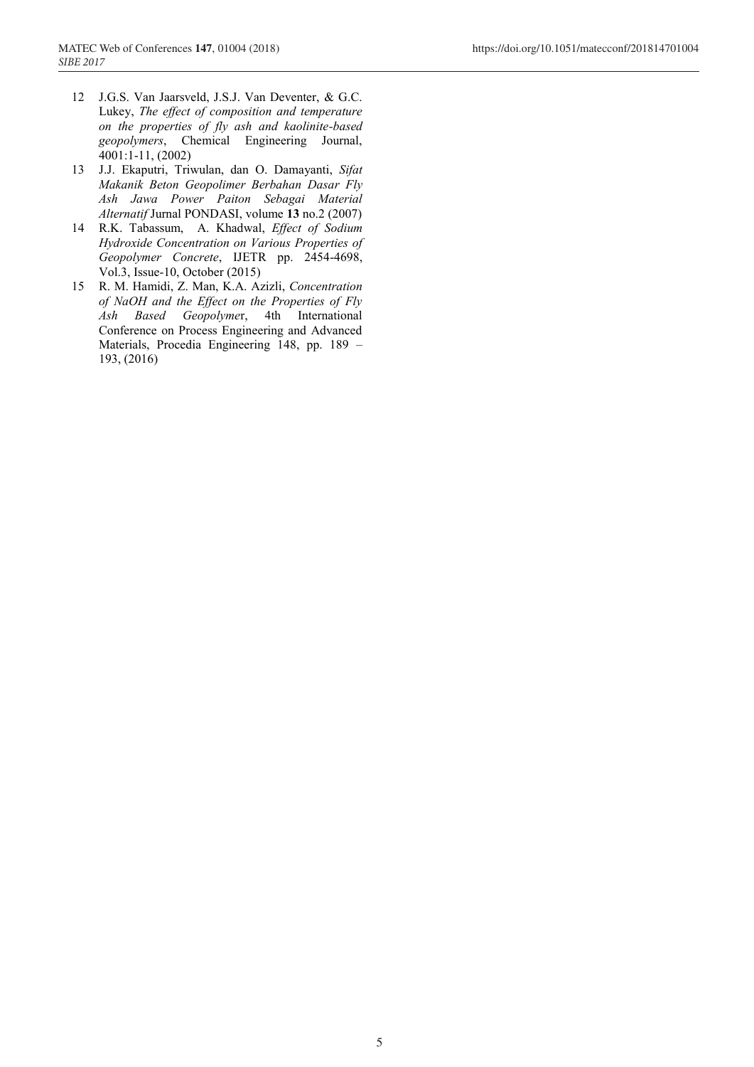12. J.G.S. Van Jaarsveld, J.S.J. Van Deventer, & G.C. Lukey, *The effect of composition and temperature on the properties of fly ash and kaolinite-based geopolymers*, Chemical Engineering Journal, 4001:1-11, (2002)
13. J.J. Ekaputri, Triwulan, dan O. Damayanti, *Sifat Makanik Beton Geopolimer Berbahan Dasar Fly Ash Jawa Power Paiton Sebagai Material Alternatif* Jurnal PONDASI, volume **13** no.2 (2007)
14. R.K. Tabassum, A. Khadwal, *Effect of Sodium Hydroxide Concentration on Various Properties of Geopolymer Concrete*, IJETR pp. 2454-4698, Vol.3, Issue-10, October (2015)
15. R. M. Hamidi, Z. Man, K.A. Azizli, *Concentration of NaOH and the Effect on the Properties of Fly Ash Based Geopolymer*, 4th International Conference on Process Engineering and Advanced Materials, Procedia Engineering 148, pp. 189 – 193, (2016)